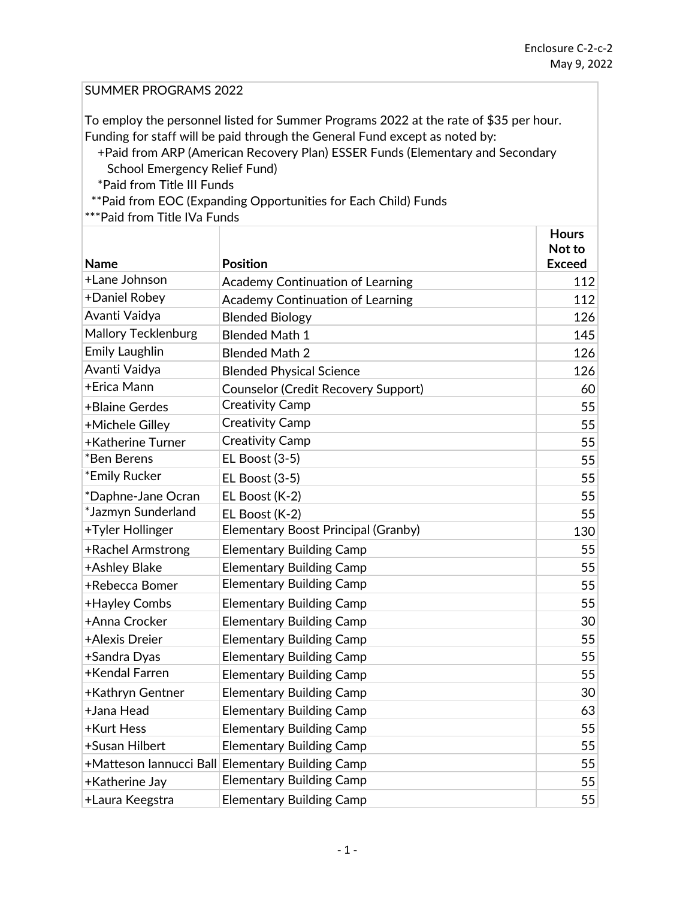Enclosure C-2-c-2
May 9, 2022

SUMMER PROGRAMS 2022

To employ the personnel listed for Summer Programs 2022 at the rate of $35 per hour. Funding for staff will be paid through the General Fund except as noted by:

+Paid from ARP (American Recovery Plan) ESSER Funds (Elementary and Secondary School Emergency Relief Fund)

*Paid from Title III Funds

**Paid from EOC (Expanding Opportunities for Each Child) Funds

***Paid from Title IVa Funds

| Name | Position | Hours Not to Exceed |
|---|---|---|
| +Lane Johnson | Academy Continuation of Learning | 112 |
| +Daniel Robey | Academy Continuation of Learning | 112 |
| Avanti Vaidya | Blended Biology | 126 |
| Mallory Tecklenburg | Blended Math 1 | 145 |
| Emily Laughlin | Blended Math 2 | 126 |
| Avanti Vaidya | Blended Physical Science | 126 |
| +Erica Mann | Counselor (Credit Recovery Support) | 60 |
| +Blaine Gerdes | Creativity Camp | 55 |
| +Michele Gilley | Creativity Camp | 55 |
| +Katherine Turner | Creativity Camp | 55 |
| *Ben Berens | EL Boost (3-5) | 55 |
| *Emily Rucker | EL Boost (3-5) | 55 |
| *Daphne-Jane Ocran | EL Boost (K-2) | 55 |
| *Jazmyn Sunderland | EL Boost (K-2) | 55 |
| +Tyler Hollinger | Elementary Boost Principal (Granby) | 130 |
| +Rachel Armstrong | Elementary Building Camp | 55 |
| +Ashley Blake | Elementary Building Camp | 55 |
| +Rebecca Bomer | Elementary Building Camp | 55 |
| +Hayley Combs | Elementary Building Camp | 55 |
| +Anna Crocker | Elementary Building Camp | 30 |
| +Alexis Dreier | Elementary Building Camp | 55 |
| +Sandra Dyas | Elementary Building Camp | 55 |
| +Kendal Farren | Elementary Building Camp | 55 |
| +Kathryn Gentner | Elementary Building Camp | 30 |
| +Jana Head | Elementary Building Camp | 63 |
| +Kurt Hess | Elementary Building Camp | 55 |
| +Susan Hilbert | Elementary Building Camp | 55 |
| +Matteson Iannucci Ball | Elementary Building Camp | 55 |
| +Katherine Jay | Elementary Building Camp | 55 |
| +Laura Keegstra | Elementary Building Camp | 55 |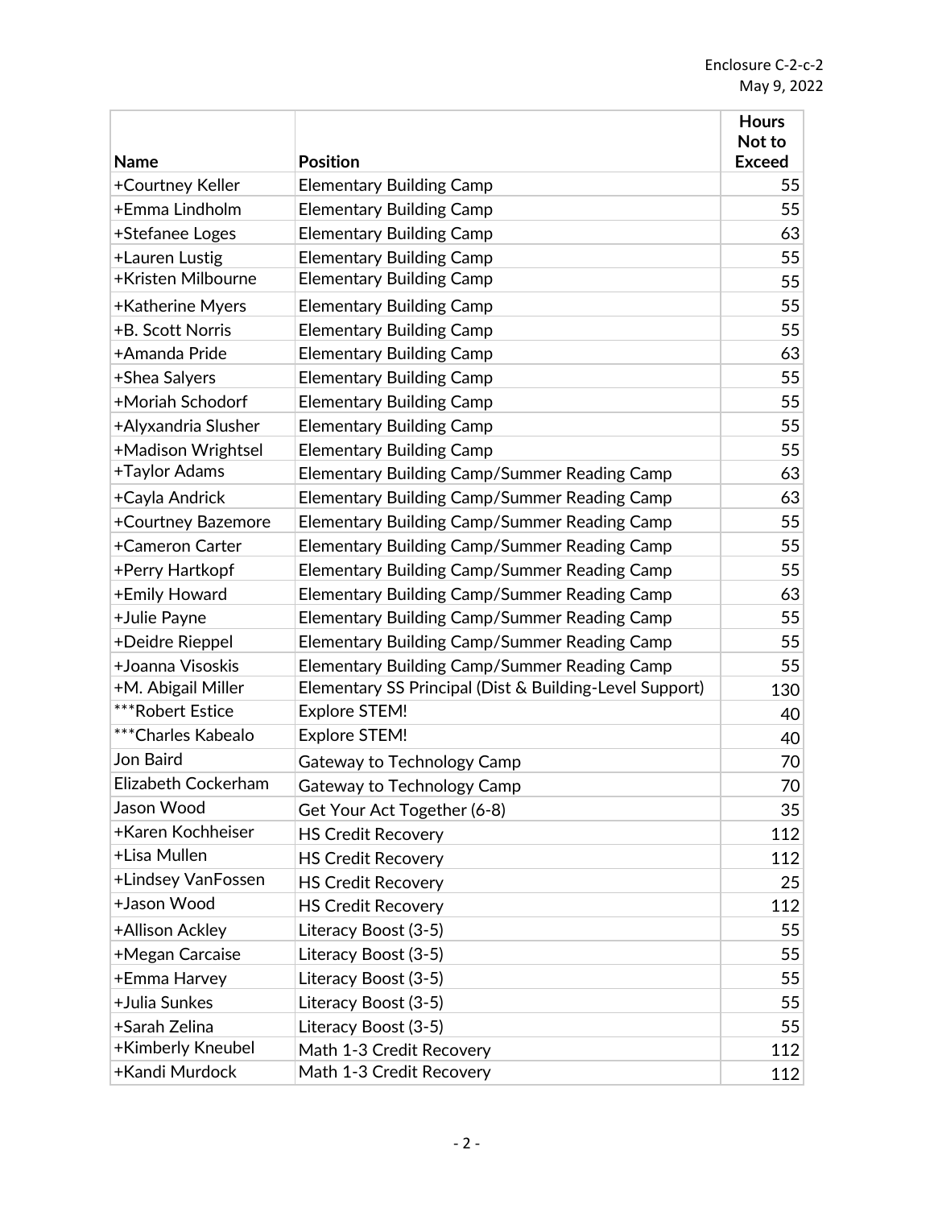Enclosure C-2-c-2
May 9, 2022

| Name | Position | Hours Not to Exceed |
|---|---|---|
| +Courtney Keller | Elementary Building Camp | 55 |
| +Emma Lindholm | Elementary Building Camp | 55 |
| +Stefanee Loges | Elementary Building Camp | 63 |
| +Lauren Lustig | Elementary Building Camp | 55 |
| +Kristen Milbourne | Elementary Building Camp | 55 |
| +Katherine Myers | Elementary Building Camp | 55 |
| +B. Scott Norris | Elementary Building Camp | 55 |
| +Amanda Pride | Elementary Building Camp | 63 |
| +Shea Salyers | Elementary Building Camp | 55 |
| +Moriah Schodorf | Elementary Building Camp | 55 |
| +Alyxandria Slusher | Elementary Building Camp | 55 |
| +Madison Wrightsel | Elementary Building Camp | 55 |
| +Taylor Adams | Elementary Building Camp/Summer Reading Camp | 63 |
| +Cayla Andrick | Elementary Building Camp/Summer Reading Camp | 63 |
| +Courtney Bazemore | Elementary Building Camp/Summer Reading Camp | 55 |
| +Cameron Carter | Elementary Building Camp/Summer Reading Camp | 55 |
| +Perry Hartkopf | Elementary Building Camp/Summer Reading Camp | 55 |
| +Emily Howard | Elementary Building Camp/Summer Reading Camp | 63 |
| +Julie Payne | Elementary Building Camp/Summer Reading Camp | 55 |
| +Deidre Rieppel | Elementary Building Camp/Summer Reading Camp | 55 |
| +Joanna Visoskis | Elementary Building Camp/Summer Reading Camp | 55 |
| +M. Abigail Miller | Elementary SS Principal (Dist & Building-Level Support) | 130 |
| ***Robert Estice | Explore STEM! | 40 |
| ***Charles Kabealo | Explore STEM! | 40 |
| Jon Baird | Gateway to Technology Camp | 70 |
| Elizabeth Cockerham | Gateway to Technology Camp | 70 |
| Jason Wood | Get Your Act Together (6-8) | 35 |
| +Karen Kochheiser | HS Credit Recovery | 112 |
| +Lisa Mullen | HS Credit Recovery | 112 |
| +Lindsey VanFossen | HS Credit Recovery | 25 |
| +Jason Wood | HS Credit Recovery | 112 |
| +Allison Ackley | Literacy Boost (3-5) | 55 |
| +Megan Carcaise | Literacy Boost (3-5) | 55 |
| +Emma Harvey | Literacy Boost (3-5) | 55 |
| +Julia Sunkes | Literacy Boost (3-5) | 55 |
| +Sarah Zelina | Literacy Boost (3-5) | 55 |
| +Kimberly Kneubel | Math 1-3 Credit Recovery | 112 |
| +Kandi Murdock | Math 1-3 Credit Recovery | 112 |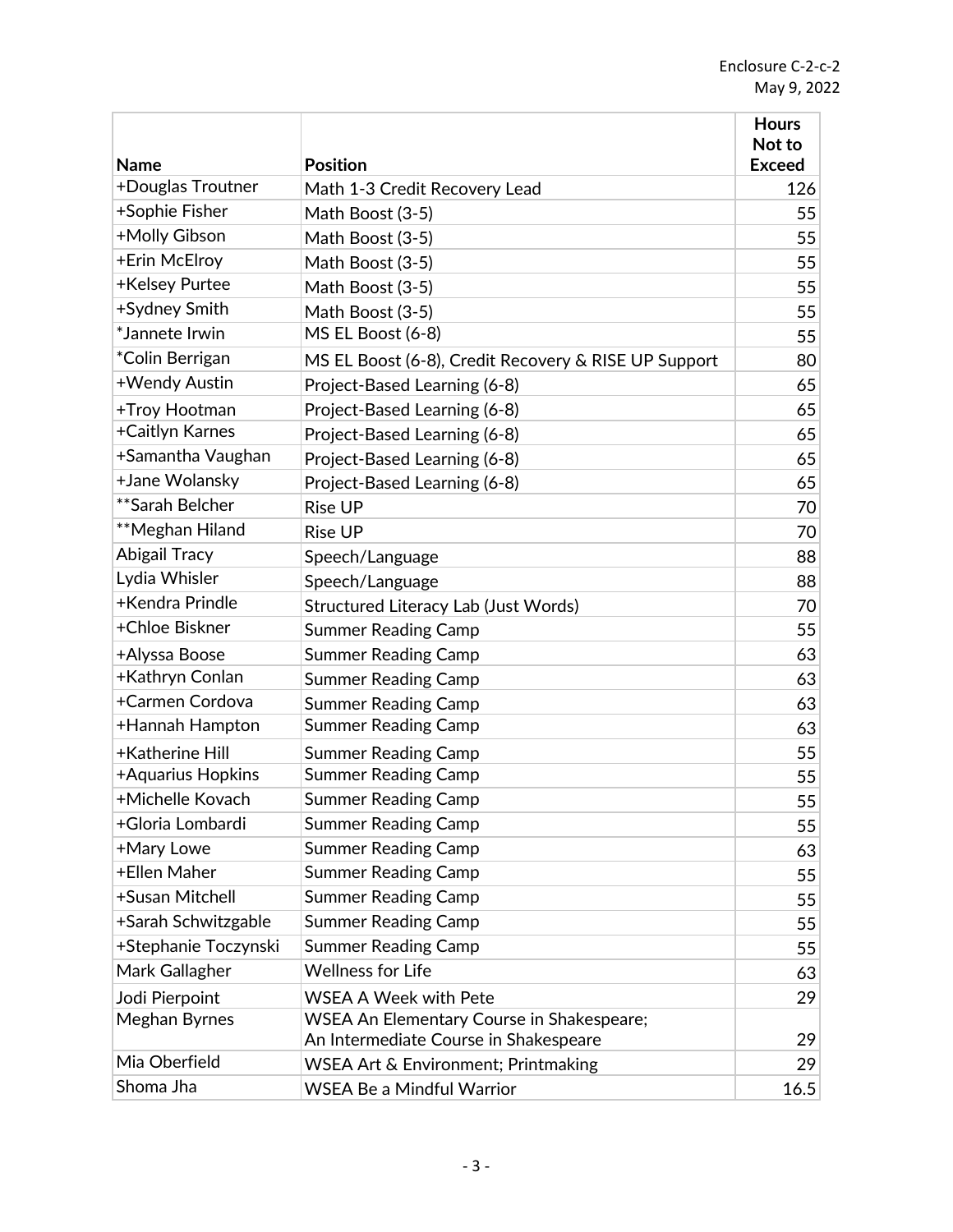Enclosure C-2-c-2
May 9, 2022

| Name | Position | Hours Not to Exceed |
|---|---|---|
| +Douglas Troutner | Math 1-3 Credit Recovery Lead | 126 |
| +Sophie Fisher | Math Boost (3-5) | 55 |
| +Molly Gibson | Math Boost (3-5) | 55 |
| +Erin McElroy | Math Boost (3-5) | 55 |
| +Kelsey Purtee | Math Boost (3-5) | 55 |
| +Sydney Smith | Math Boost (3-5) | 55 |
| *Jannete Irwin | MS EL Boost (6-8) | 55 |
| *Colin Berrigan | MS EL Boost (6-8), Credit Recovery & RISE UP Support | 80 |
| +Wendy Austin | Project-Based Learning (6-8) | 65 |
| +Troy Hootman | Project-Based Learning (6-8) | 65 |
| +Caitlyn Karnes | Project-Based Learning (6-8) | 65 |
| +Samantha Vaughan | Project-Based Learning (6-8) | 65 |
| +Jane Wolansky | Project-Based Learning (6-8) | 65 |
| **Sarah Belcher | Rise UP | 70 |
| **Meghan Hiland | Rise UP | 70 |
| Abigail Tracy | Speech/Language | 88 |
| Lydia Whisler | Speech/Language | 88 |
| +Kendra Prindle | Structured Literacy Lab (Just Words) | 70 |
| +Chloe Biskner | Summer Reading Camp | 55 |
| +Alyssa Boose | Summer Reading Camp | 63 |
| +Kathryn Conlan | Summer Reading Camp | 63 |
| +Carmen Cordova | Summer Reading Camp | 63 |
| +Hannah Hampton | Summer Reading Camp | 63 |
| +Katherine Hill | Summer Reading Camp | 55 |
| +Aquarius Hopkins | Summer Reading Camp | 55 |
| +Michelle Kovach | Summer Reading Camp | 55 |
| +Gloria Lombardi | Summer Reading Camp | 55 |
| +Mary Lowe | Summer Reading Camp | 63 |
| +Ellen Maher | Summer Reading Camp | 55 |
| +Susan Mitchell | Summer Reading Camp | 55 |
| +Sarah Schwitzgable | Summer Reading Camp | 55 |
| +Stephanie Toczynski | Summer Reading Camp | 55 |
| Mark Gallagher | Wellness for Life | 63 |
| Jodi Pierpoint | WSEA A Week with Pete | 29 |
| Meghan Byrnes | WSEA An Elementary Course in Shakespeare; An Intermediate Course in Shakespeare | 29 |
| Mia Oberfield | WSEA Art & Environment; Printmaking | 29 |
| Shoma Jha | WSEA Be a Mindful Warrior | 16.5 |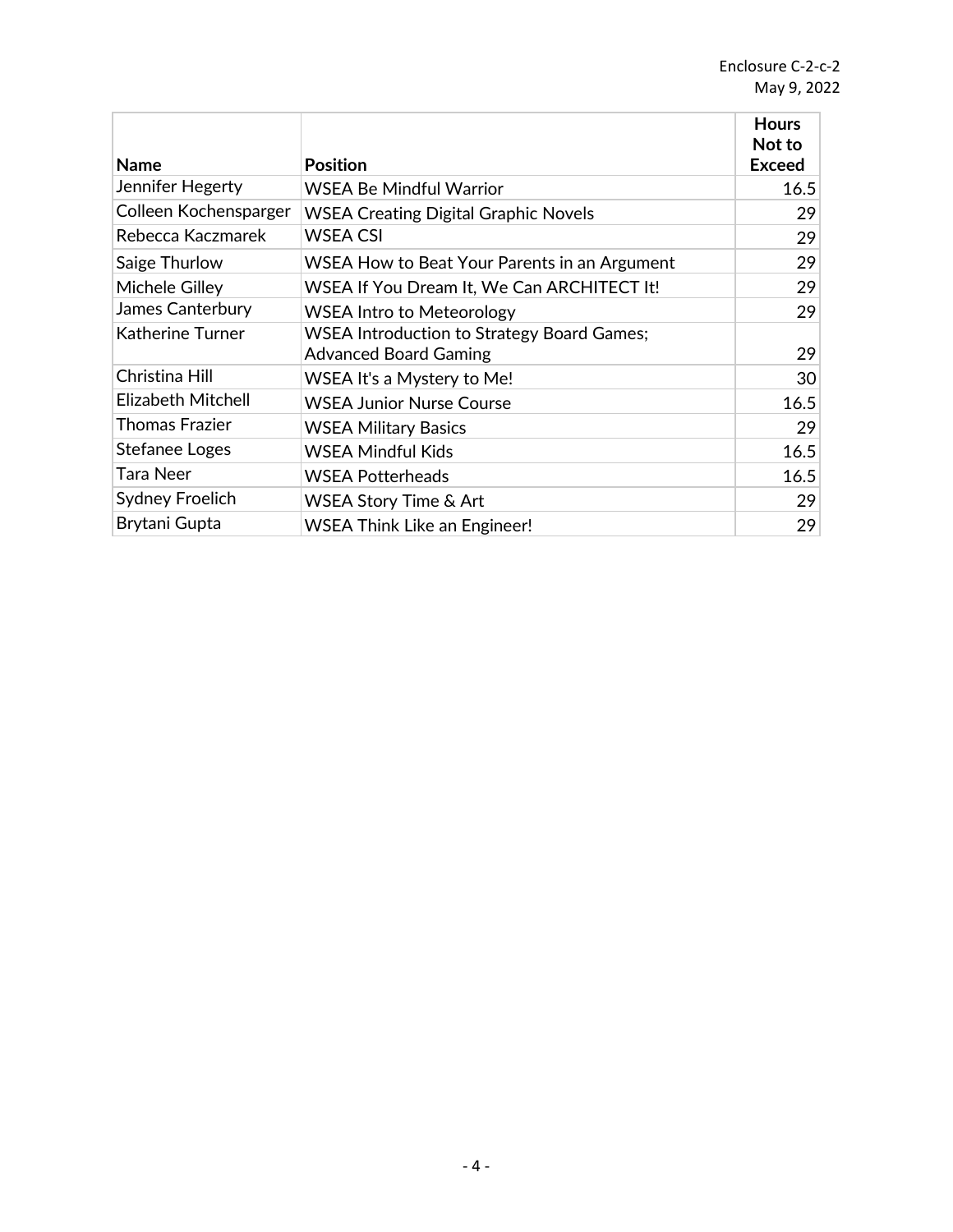Enclosure C-2-c-2
May 9, 2022

| Name | Position | Hours Not to Exceed |
|---|---|---|
| Jennifer Hegerty | WSEA Be Mindful Warrior | 16.5 |
| Colleen Kochensparger | WSEA Creating Digital Graphic Novels | 29 |
| Rebecca Kaczmarek | WSEA CSI | 29 |
| Saige Thurlow | WSEA How to Beat Your Parents in an Argument | 29 |
| Michele Gilley | WSEA If You Dream It, We Can ARCHITECT It! | 29 |
| James Canterbury | WSEA Intro to Meteorology | 29 |
| Katherine Turner | WSEA Introduction to Strategy Board Games; Advanced Board Gaming | 29 |
| Christina Hill | WSEA It's a Mystery to Me! | 30 |
| Elizabeth Mitchell | WSEA Junior Nurse Course | 16.5 |
| Thomas Frazier | WSEA Military Basics | 29 |
| Stefanee Loges | WSEA Mindful Kids | 16.5 |
| Tara Neer | WSEA Potterheads | 16.5 |
| Sydney Froelich | WSEA Story Time & Art | 29 |
| Brytani Gupta | WSEA Think Like an Engineer! | 29 |